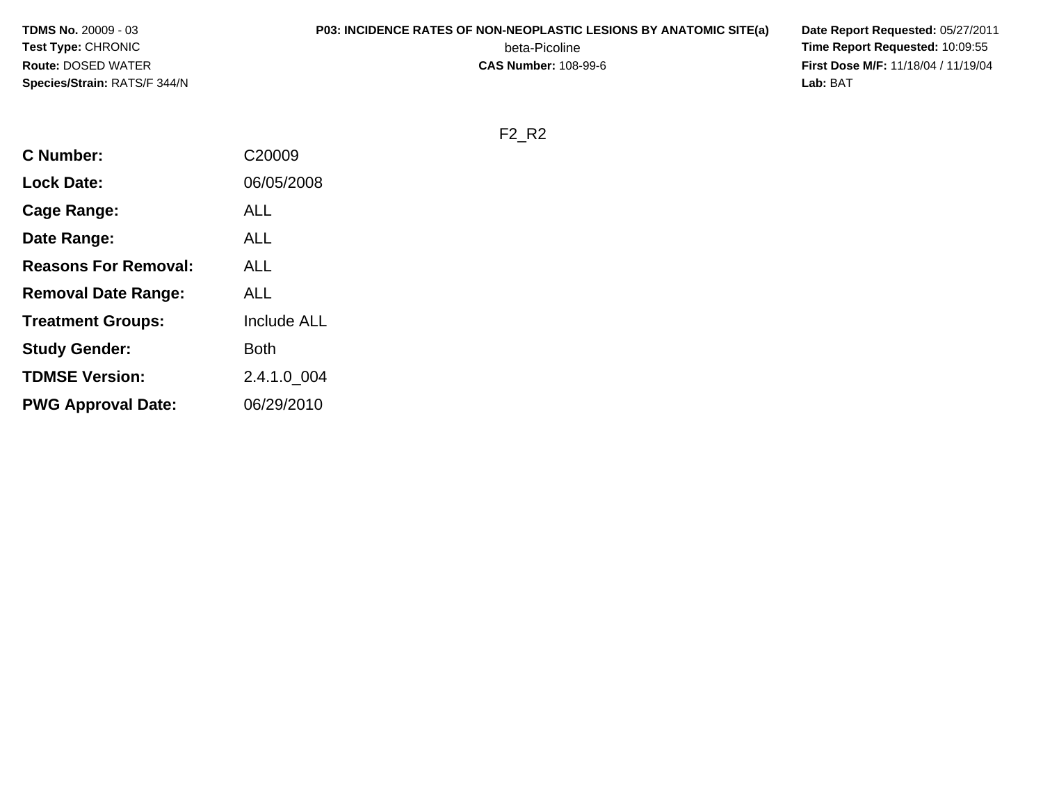**TDMS No.** 20009 - 03
**Test Type:** CHRONIC
**Route:** DOSED WATER
**Species/Strain:** RATS/F 344/N

**P03: INCIDENCE RATES OF NON-NEOPLASTIC LESIONS BY ANATOMIC SITE(a)**
beta-Picoline
**CAS Number:** 108-99-6

**Date Report Requested:** 05/27/2011
**Time Report Requested:** 10:09:55
**First Dose M/F:** 11/18/04 / 11/19/04
**Lab:** BAT

F2_R2

| | |
|---|---|
| **C Number:** | C20009 |
| **Lock Date:** | 06/05/2008 |
| **Cage Range:** | ALL |
| **Date Range:** | ALL |
| **Reasons For Removal:** | ALL |
| **Removal Date Range:** | ALL |
| **Treatment Groups:** | Include ALL |
| **Study Gender:** | Both |
| **TDMSE Version:** | 2.4.1.0_004 |
| **PWG Approval Date:** | 06/29/2010 |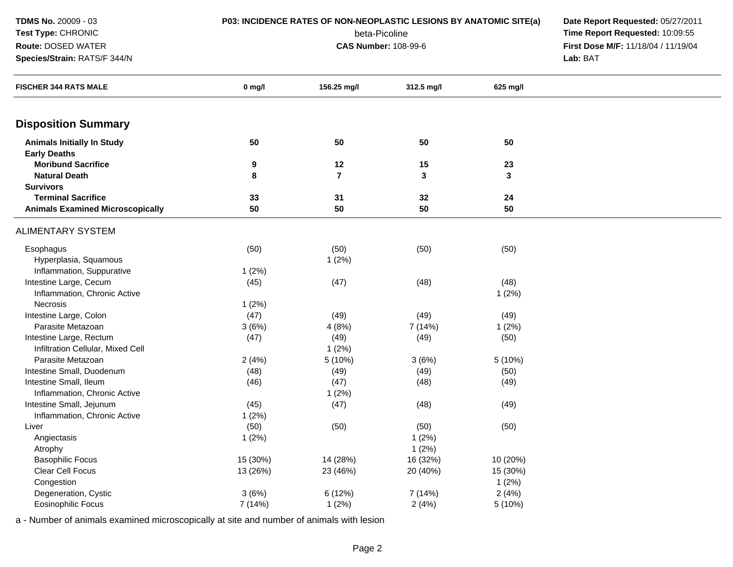**TDMS No.** 20009 - 03
**Test Type:** CHRONIC
**Route:** DOSED WATER
**Species/Strain:** RATS/F 344/N

**P03: INCIDENCE RATES OF NON-NEOPLASTIC LESIONS BY ANATOMIC SITE(a)**
beta-Picoline
**CAS Number:** 108-99-6

**Date Report Requested:** 05/27/2011
**Time Report Requested:** 10:09:55
**First Dose M/F:** 11/18/04 / 11/19/04
**Lab:** BAT

| FISCHER 344 RATS MALE | 0 mg/l | 156.25 mg/l | 312.5 mg/l | 625 mg/l |
|---|---|---|---|---|
| **Disposition Summary** | | | | |
| **Animals Initially In Study** | **50** | **50** | **50** | **50** |
| **Early Deaths** | | | | |
| **Moribund Sacrifice** | **9** | **12** | **15** | **23** |
| **Natural Death** | **8** | **7** | **3** | **3** |
| **Survivors** | | | | |
| **Terminal Sacrifice** | **33** | **31** | **32** | **24** |
| **Animals Examined Microscopically** | **50** | **50** | **50** | **50** |
| ALIMENTARY SYSTEM | | | | |
| Esophagus | (50) | (50) | (50) | (50) |
| Hyperplasia, Squamous | | 1 (2%) | | |
| Inflammation, Suppurative | 1 (2%) | | | |
| Intestine Large, Cecum | (45) | (47) | (48) | (48) |
| Inflammation, Chronic Active | | | | 1 (2%) |
| Necrosis | 1 (2%) | | | |
| Intestine Large, Colon | (47) | (49) | (49) | (49) |
| Parasite Metazoan | 3 (6%) | 4 (8%) | 7 (14%) | 1 (2%) |
| Intestine Large, Rectum | (47) | (49) | (49) | (50) |
| Infiltration Cellular, Mixed Cell | | 1 (2%) | | |
| Parasite Metazoan | 2 (4%) | 5 (10%) | 3 (6%) | 5 (10%) |
| Intestine Small, Duodenum | (48) | (49) | (49) | (50) |
| Intestine Small, Ileum | (46) | (47) | (48) | (49) |
| Inflammation, Chronic Active | | 1 (2%) | | |
| Intestine Small, Jejunum | (45) | (47) | (48) | (49) |
| Inflammation, Chronic Active | 1 (2%) | | | |
| Liver | (50) | (50) | (50) | (50) |
| Angiectasis | 1 (2%) | | 1 (2%) | |
| Atrophy | | | 1 (2%) | |
| Basophilic Focus | 15 (30%) | 14 (28%) | 16 (32%) | 10 (20%) |
| Clear Cell Focus | 13 (26%) | 23 (46%) | 20 (40%) | 15 (30%) |
| Congestion | | | | 1 (2%) |
| Degeneration, Cystic | 3 (6%) | 6 (12%) | 7 (14%) | 2 (4%) |
| Eosinophilic Focus | 7 (14%) | 1 (2%) | 2 (4%) | 5 (10%) |

a - Number of animals examined microscopically at site and number of animals with lesion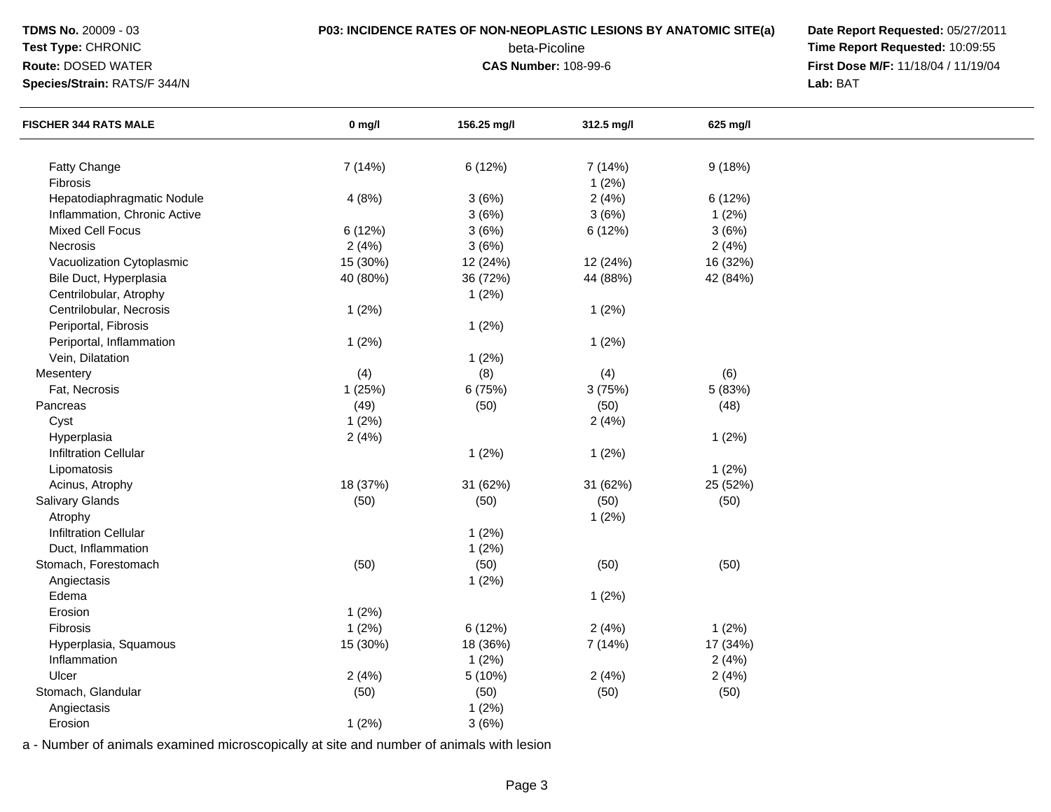**TDMS No.** 20009 - 03
**Test Type:** CHRONIC
**Route:** DOSED WATER
**Species/Strain:** RATS/F 344/N

**P03: INCIDENCE RATES OF NON-NEOPLASTIC LESIONS BY ANATOMIC SITE(a)**
beta-Picoline
**CAS Number:** 108-99-6

**Date Report Requested:** 05/27/2011
**Time Report Requested:** 10:09:55
**First Dose M/F:** 11/18/04 / 11/19/04
**Lab:** BAT

| FISCHER 344 RATS MALE | 0 mg/l | 156.25 mg/l | 312.5 mg/l | 625 mg/l |
|---|---|---|---|---|
| Fatty Change | 7 (14%) | 6 (12%) | 7 (14%) | 9 (18%) |
| Fibrosis | | | 1 (2%) | |
| Hepatodiaphragmatic Nodule | 4 (8%) | 3 (6%) | 2 (4%) | 6 (12%) |
| Inflammation, Chronic Active | | 3 (6%) | 3 (6%) | 1 (2%) |
| Mixed Cell Focus | 6 (12%) | 3 (6%) | 6 (12%) | 3 (6%) |
| Necrosis | 2 (4%) | 3 (6%) | | 2 (4%) |
| Vacuolization Cytoplasmic | 15 (30%) | 12 (24%) | 12 (24%) | 16 (32%) |
| Bile Duct, Hyperplasia | 40 (80%) | 36 (72%) | 44 (88%) | 42 (84%) |
| Centrilobular, Atrophy | | 1 (2%) | | |
| Centrilobular, Necrosis | 1 (2%) | | 1 (2%) | |
| Periportal, Fibrosis | | 1 (2%) | | |
| Periportal, Inflammation | 1 (2%) | | 1 (2%) | |
| Vein, Dilatation | | 1 (2%) | | |
| Mesentery | (4) | (8) | (4) | (6) |
| Fat, Necrosis | 1 (25%) | 6 (75%) | 3 (75%) | 5 (83%) |
| Pancreas | (49) | (50) | (50) | (48) |
| Cyst | 1 (2%) | | 2 (4%) | |
| Hyperplasia | 2 (4%) | | | 1 (2%) |
| Infiltration Cellular | | 1 (2%) | 1 (2%) | |
| Lipomatosis | | | | 1 (2%) |
| Acinus, Atrophy | 18 (37%) | 31 (62%) | 31 (62%) | 25 (52%) |
| Salivary Glands | (50) | (50) | (50) | (50) |
| Atrophy | | | 1 (2%) | |
| Infiltration Cellular | | 1 (2%) | | |
| Duct, Inflammation | | 1 (2%) | | |
| Stomach, Forestomach | (50) | (50) | (50) | (50) |
| Angiectasis | | 1 (2%) | | |
| Edema | | | 1 (2%) | |
| Erosion | 1 (2%) | | | |
| Fibrosis | 1 (2%) | 6 (12%) | 2 (4%) | 1 (2%) |
| Hyperplasia, Squamous | 15 (30%) | 18 (36%) | 7 (14%) | 17 (34%) |
| Inflammation | | 1 (2%) | | 2 (4%) |
| Ulcer | 2 (4%) | 5 (10%) | 2 (4%) | 2 (4%) |
| Stomach, Glandular | (50) | (50) | (50) | (50) |
| Angiectasis | | 1 (2%) | | |
| Erosion | 1 (2%) | 3 (6%) | | |

a - Number of animals examined microscopically at site and number of animals with lesion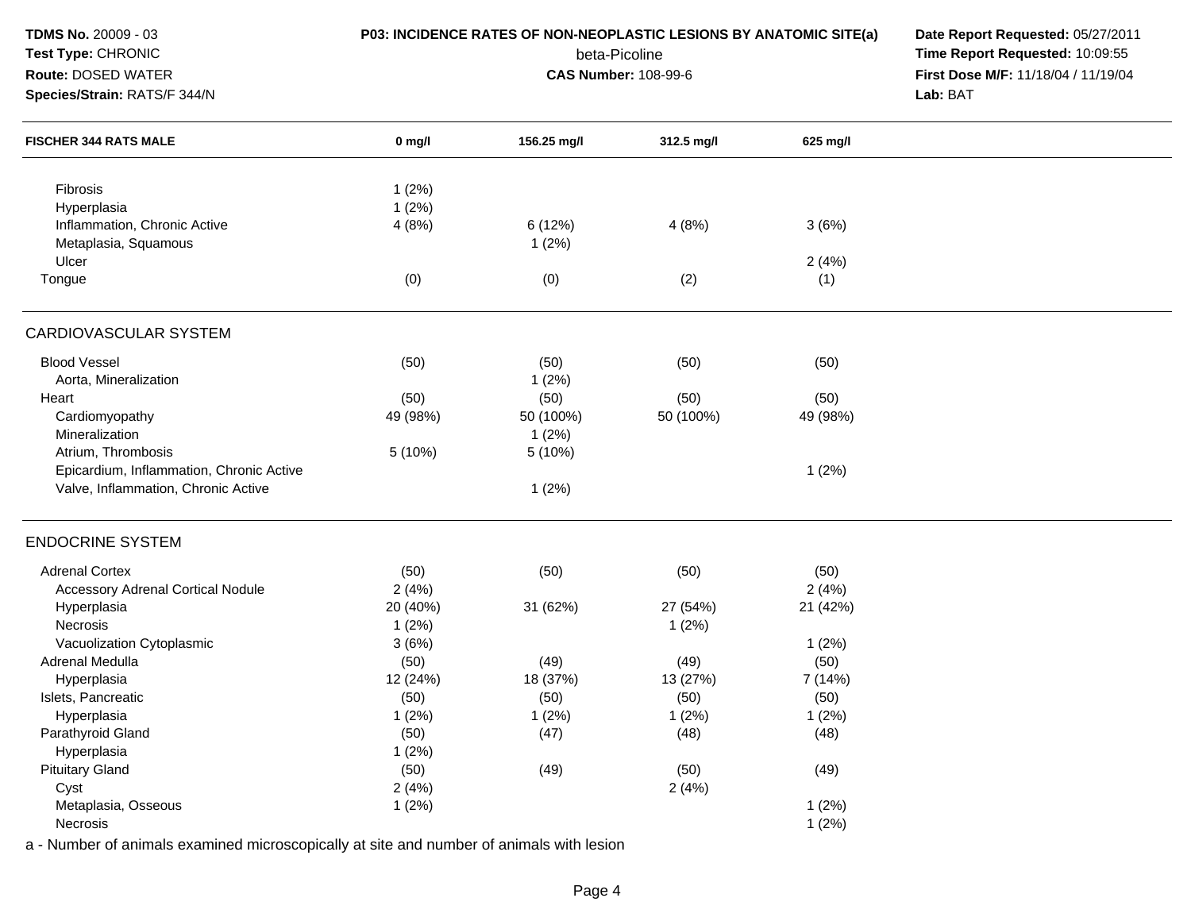**TDMS No.** 20009 - 03
**Test Type:** CHRONIC
**Route:** DOSED WATER
**Species/Strain:** RATS/F 344/N

**P03: INCIDENCE RATES OF NON-NEOPLASTIC LESIONS BY ANATOMIC SITE(a)**
beta-Picoline
**CAS Number:** 108-99-6

**Date Report Requested:** 05/27/2011
**Time Report Requested:** 10:09:55
**First Dose M/F:** 11/18/04 / 11/19/04
**Lab:** BAT

| FISCHER 344 RATS MALE | 0 mg/l | 156.25 mg/l | 312.5 mg/l | 625 mg/l |
|---|---|---|---|---|
| Fibrosis | 1 (2%) | | | |
| Hyperplasia | 1 (2%) | | | |
| Inflammation, Chronic Active | 4 (8%) | 6 (12%) | 4 (8%) | 3 (6%) |
| Metaplasia, Squamous | | 1 (2%) | | |
| Ulcer | | | | 2 (4%) |
| Tongue | (0) | (0) | (2) | (1) |
| **CARDIOVASCULAR SYSTEM** | | | | |
| Blood Vessel | (50) | (50) | (50) | (50) |
| Aorta, Mineralization | | 1 (2%) | | |
| Heart | (50) | (50) | (50) | (50) |
| Cardiomyopathy | 49 (98%) | 50 (100%) | 50 (100%) | 49 (98%) |
| Mineralization | | 1 (2%) | | |
| Atrium, Thrombosis | 5 (10%) | 5 (10%) | | |
| Epicardium, Inflammation, Chronic Active | | | | 1 (2%) |
| Valve, Inflammation, Chronic Active | | 1 (2%) | | |
| **ENDOCRINE SYSTEM** | | | | |
| Adrenal Cortex | (50) | (50) | (50) | (50) |
| Accessory Adrenal Cortical Nodule | 2 (4%) | | | 2 (4%) |
| Hyperplasia | 20 (40%) | 31 (62%) | 27 (54%) | 21 (42%) |
| Necrosis | 1 (2%) | | 1 (2%) | |
| Vacuolization Cytoplasmic | 3 (6%) | | | 1 (2%) |
| Adrenal Medulla | (50) | (49) | (49) | (50) |
| Hyperplasia | 12 (24%) | 18 (37%) | 13 (27%) | 7 (14%) |
| Islets, Pancreatic | (50) | (50) | (50) | (50) |
| Hyperplasia | 1 (2%) | 1 (2%) | 1 (2%) | 1 (2%) |
| Parathyroid Gland | (50) | (47) | (48) | (48) |
| Hyperplasia | 1 (2%) | | | |
| Pituitary Gland | (50) | (49) | (50) | (49) |
| Cyst | 2 (4%) | | 2 (4%) | |
| Metaplasia, Osseous | 1 (2%) | | | 1 (2%) |
| Necrosis | | | | 1 (2%) |

a - Number of animals examined microscopically at site and number of animals with lesion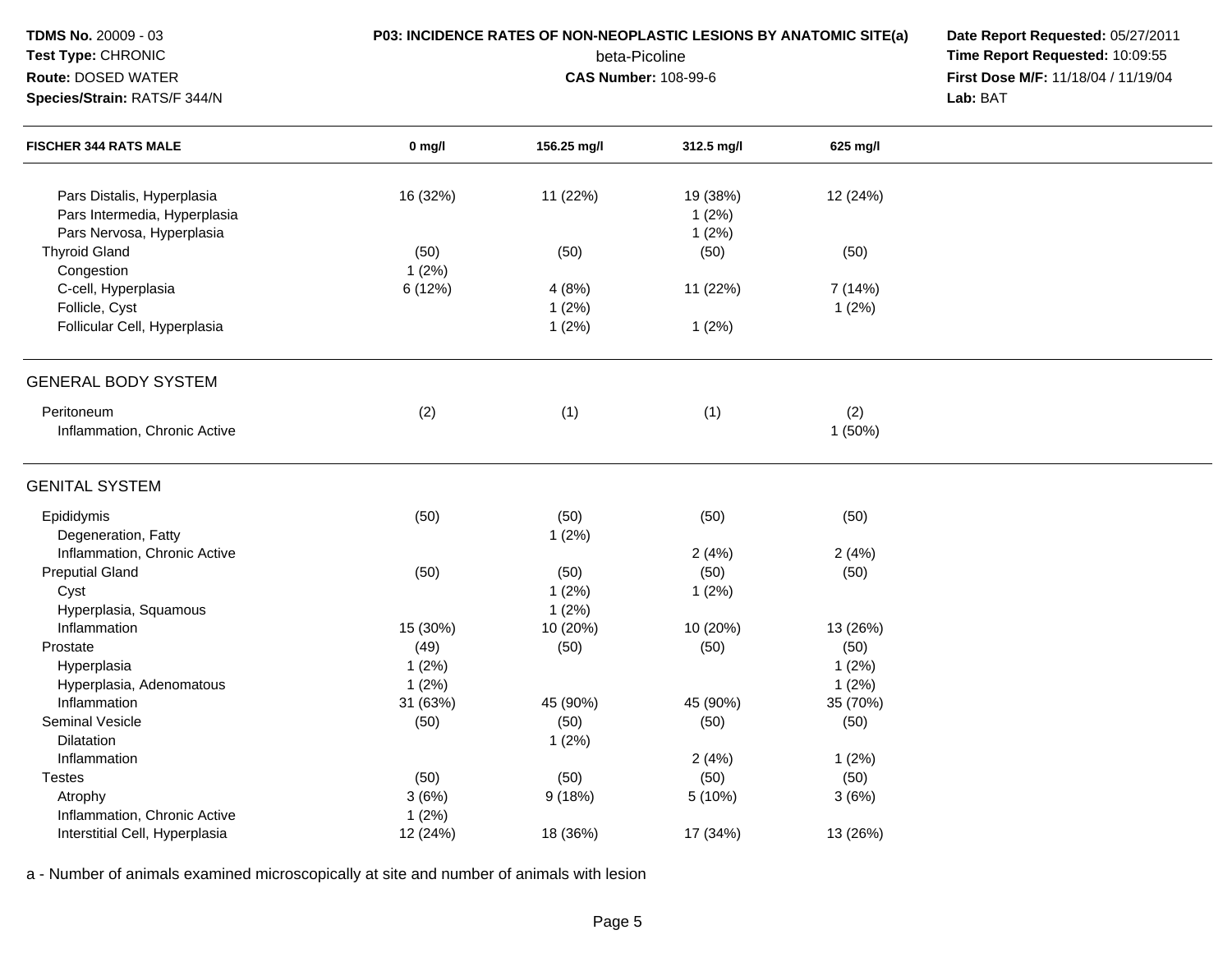**TDMS No.** 20009 - 03
**Test Type:** CHRONIC
**Route:** DOSED WATER
**Species/Strain:** RATS/F 344/N

**P03: INCIDENCE RATES OF NON-NEOPLASTIC LESIONS BY ANATOMIC SITE(a)**
beta-Picoline
**CAS Number:** 108-99-6

**Date Report Requested:** 05/27/2011
**Time Report Requested:** 10:09:55
**First Dose M/F:** 11/18/04 / 11/19/04
**Lab:** BAT

| FISCHER 344 RATS MALE | 0 mg/l | 156.25 mg/l | 312.5 mg/l | 625 mg/l |
|---|---|---|---|---|
| Pars Distalis, Hyperplasia | 16 (32%) | 11 (22%) | 19 (38%) | 12 (24%) |
| Pars Intermedia, Hyperplasia | | | 1 (2%) | |
| Pars Nervosa, Hyperplasia | | | 1 (2%) | |
| Thyroid Gland | (50) | (50) | (50) | (50) |
| Congestion | 1 (2%) | | | |
| C-cell, Hyperplasia | 6 (12%) | 4 (8%) | 11 (22%) | 7 (14%) |
| Follicle, Cyst | | 1 (2%) | | 1 (2%) |
| Follicular Cell, Hyperplasia | | 1 (2%) | 1 (2%) | |
| **GENERAL BODY SYSTEM** | | | | |
| Peritoneum | (2) | (1) | (1) | (2) |
| Inflammation, Chronic Active | | | | 1 (50%) |
| **GENITAL SYSTEM** | | | | |
| Epididymis | (50) | (50) | (50) | (50) |
| Degeneration, Fatty | | 1 (2%) | | |
| Inflammation, Chronic Active | | | 2 (4%) | 2 (4%) |
| Preputial Gland | (50) | (50) | (50) | (50) |
| Cyst | | 1 (2%) | 1 (2%) | |
| Hyperplasia, Squamous | | 1 (2%) | | |
| Inflammation | 15 (30%) | 10 (20%) | 10 (20%) | 13 (26%) |
| Prostate | (49) | (50) | (50) | (50) |
| Hyperplasia | 1 (2%) | | | 1 (2%) |
| Hyperplasia, Adenomatous | 1 (2%) | | | 1 (2%) |
| Inflammation | 31 (63%) | 45 (90%) | 45 (90%) | 35 (70%) |
| Seminal Vesicle | (50) | (50) | (50) | (50) |
| Dilatation | | 1 (2%) | | |
| Inflammation | | | 2 (4%) | 1 (2%) |
| Testes | (50) | (50) | (50) | (50) |
| Atrophy | 3 (6%) | 9 (18%) | 5 (10%) | 3 (6%) |
| Inflammation, Chronic Active | 1 (2%) | | | |
| Interstitial Cell, Hyperplasia | 12 (24%) | 18 (36%) | 17 (34%) | 13 (26%) |

a - Number of animals examined microscopically at site and number of animals with lesion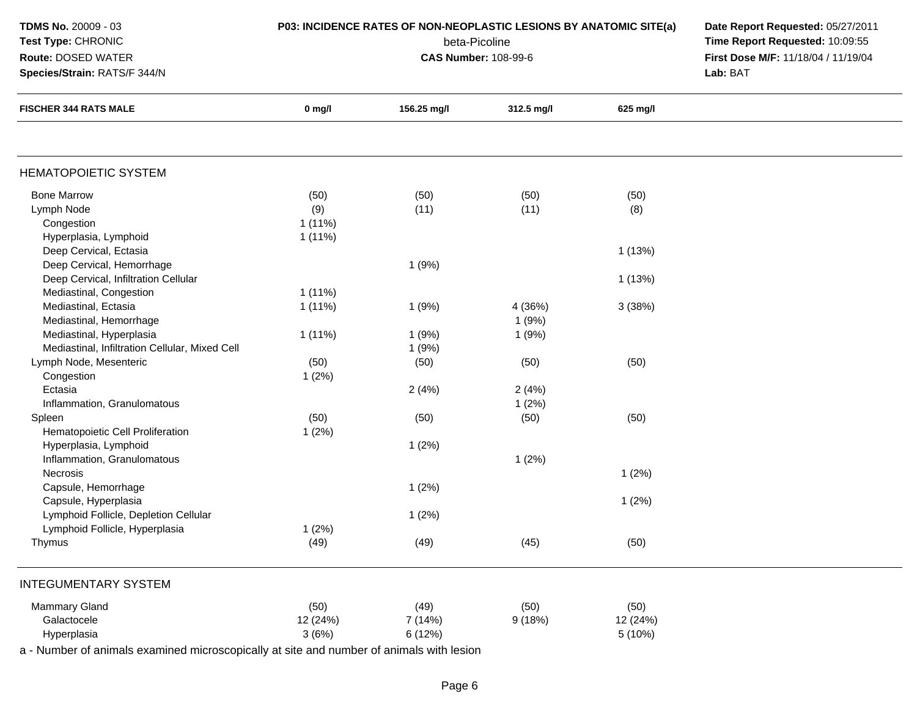**TDMS No.** 20009 - 03
**Test Type:** CHRONIC
**Route:** DOSED WATER
**Species/Strain:** RATS/F 344/N

**P03: INCIDENCE RATES OF NON-NEOPLASTIC LESIONS BY ANATOMIC SITE(a)**
beta-Picoline
**CAS Number:** 108-99-6

**Date Report Requested:** 05/27/2011
**Time Report Requested:** 10:09:55
**First Dose M/F:** 11/18/04 / 11/19/04
**Lab:** BAT

| FISCHER 344 RATS MALE | 0 mg/l | 156.25 mg/l | 312.5 mg/l | 625 mg/l |
|---|---|---|---|---|
| **HEMATOPOIETIC SYSTEM** | | | | |
| Bone Marrow | (50) | (50) | (50) | (50) |
| Lymph Node | (9) | (11) | (11) | (8) |
| Congestion | 1 (11%) | | | |
| Hyperplasia, Lymphoid | 1 (11%) | | | |
| Deep Cervical, Ectasia | | | | 1 (13%) |
| Deep Cervical, Hemorrhage | | 1 (9%) | | |
| Deep Cervical, Infiltration Cellular | | | | 1 (13%) |
| Mediastinal, Congestion | 1 (11%) | | | |
| Mediastinal, Ectasia | 1 (11%) | 1 (9%) | 4 (36%) | 3 (38%) |
| Mediastinal, Hemorrhage | | | 1 (9%) | |
| Mediastinal, Hyperplasia | 1 (11%) | 1 (9%) | 1 (9%) | |
| Mediastinal, Infiltration Cellular, Mixed Cell | | 1 (9%) | | |
| Lymph Node, Mesenteric | (50) | (50) | (50) | (50) |
| Congestion | 1 (2%) | | | |
| Ectasia | | 2 (4%) | 2 (4%) | |
| Inflammation, Granulomatous | | | 1 (2%) | |
| Spleen | (50) | (50) | (50) | (50) |
| Hematopoietic Cell Proliferation | 1 (2%) | | | |
| Hyperplasia, Lymphoid | | 1 (2%) | | |
| Inflammation, Granulomatous | | | 1 (2%) | |
| Necrosis | | | | 1 (2%) |
| Capsule, Hemorrhage | | 1 (2%) | | |
| Capsule, Hyperplasia | | | | 1 (2%) |
| Lymphoid Follicle, Depletion Cellular | | 1 (2%) | | |
| Lymphoid Follicle, Hyperplasia | 1 (2%) | | | |
| Thymus | (49) | (49) | (45) | (50) |
| **INTEGUMENTARY SYSTEM** | | | | |
| Mammary Gland | (50) | (49) | (50) | (50) |
| Galactocele | 12 (24%) | 7 (14%) | 9 (18%) | 12 (24%) |
| Hyperplasia | 3 (6%) | 6 (12%) | | 5 (10%) |

a - Number of animals examined microscopically at site and number of animals with lesion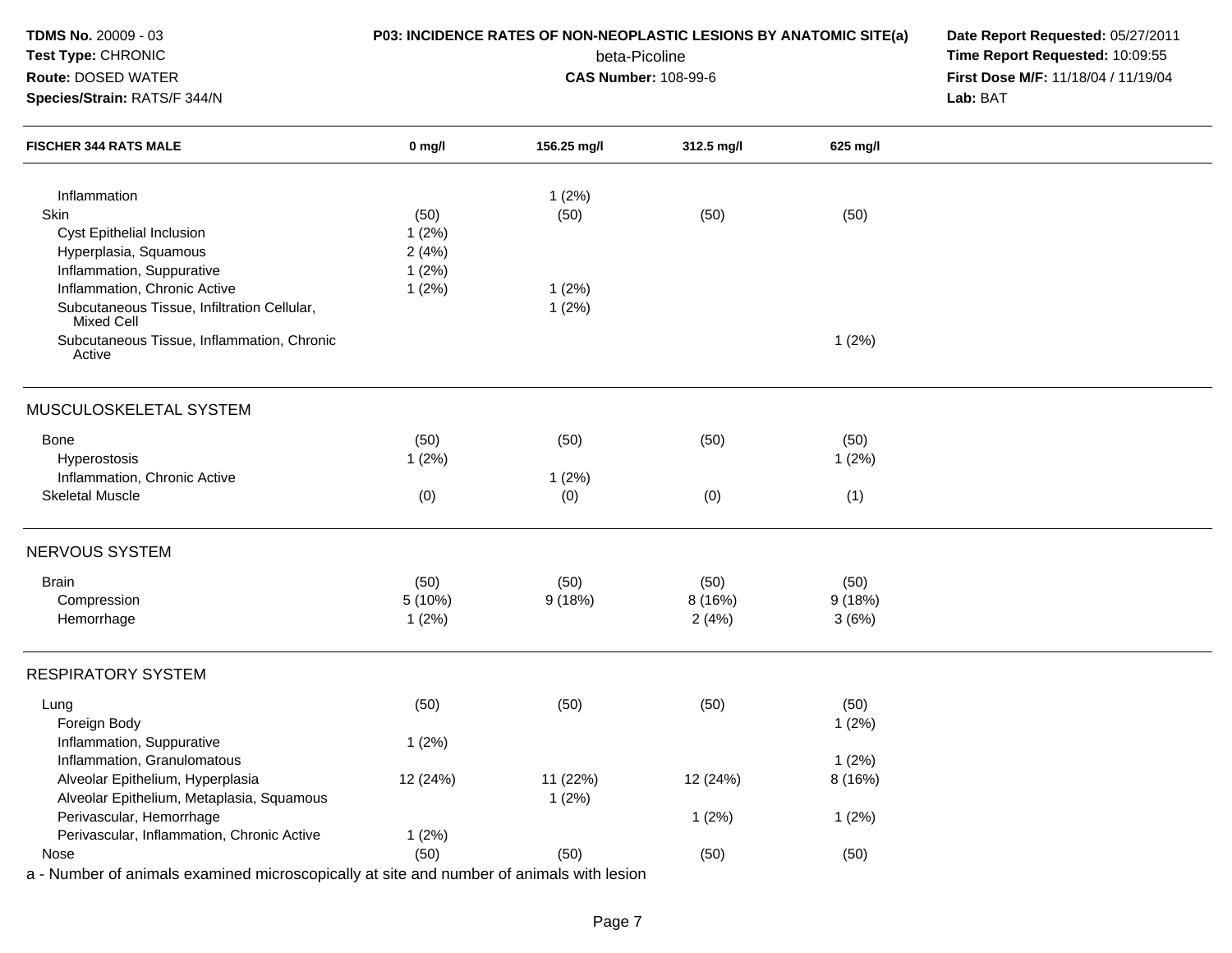| FISCHER 344 RATS MALE | 0 mg/l | 156.25 mg/l | 312.5 mg/l | 625 mg/l |
|---|---|---|---|---|
| Inflammation | | 1 (2%) | | |
| Skin | (50) | (50) | (50) | (50) |
| Cyst Epithelial Inclusion | 1 (2%) | | | |
| Hyperplasia, Squamous | 2 (4%) | | | |
| Inflammation, Suppurative | 1 (2%) | | | |
| Inflammation, Chronic Active | 1 (2%) | 1 (2%) | | |
| Subcutaneous Tissue, Infiltration Cellular, Mixed Cell | | 1 (2%) | | |
| Subcutaneous Tissue, Inflammation, Chronic Active | | | | 1 (2%) |
| **MUSCULOSKELETAL SYSTEM** | | | | |
| Bone | (50) | (50) | (50) | (50) |
| Hyperostosis | 1 (2%) | | | 1 (2%) |
| Inflammation, Chronic Active | | 1 (2%) | | |
| Skeletal Muscle | (0) | (0) | (0) | (1) |
| **NERVOUS SYSTEM** | | | | |
| Brain | (50) | (50) | (50) | (50) |
| Compression | 5 (10%) | 9 (18%) | 8 (16%) | 9 (18%) |
| Hemorrhage | 1 (2%) | | 2 (4%) | 3 (6%) |
| **RESPIRATORY SYSTEM** | | | | |
| Lung | (50) | (50) | (50) | (50) |
| Foreign Body | | | | 1 (2%) |
| Inflammation, Suppurative | 1 (2%) | | | |
| Inflammation, Granulomatous | | | | 1 (2%) |
| Alveolar Epithelium, Hyperplasia | 12 (24%) | 11 (22%) | 12 (24%) | 8 (16%) |
| Alveolar Epithelium, Metaplasia, Squamous | | 1 (2%) | | |
| Perivascular, Hemorrhage | | | 1 (2%) | 1 (2%) |
| Perivascular, Inflammation, Chronic Active | 1 (2%) | | | |
| Nose | (50) | (50) | (50) | (50) |

a - Number of animals examined microscopically at site and number of animals with lesion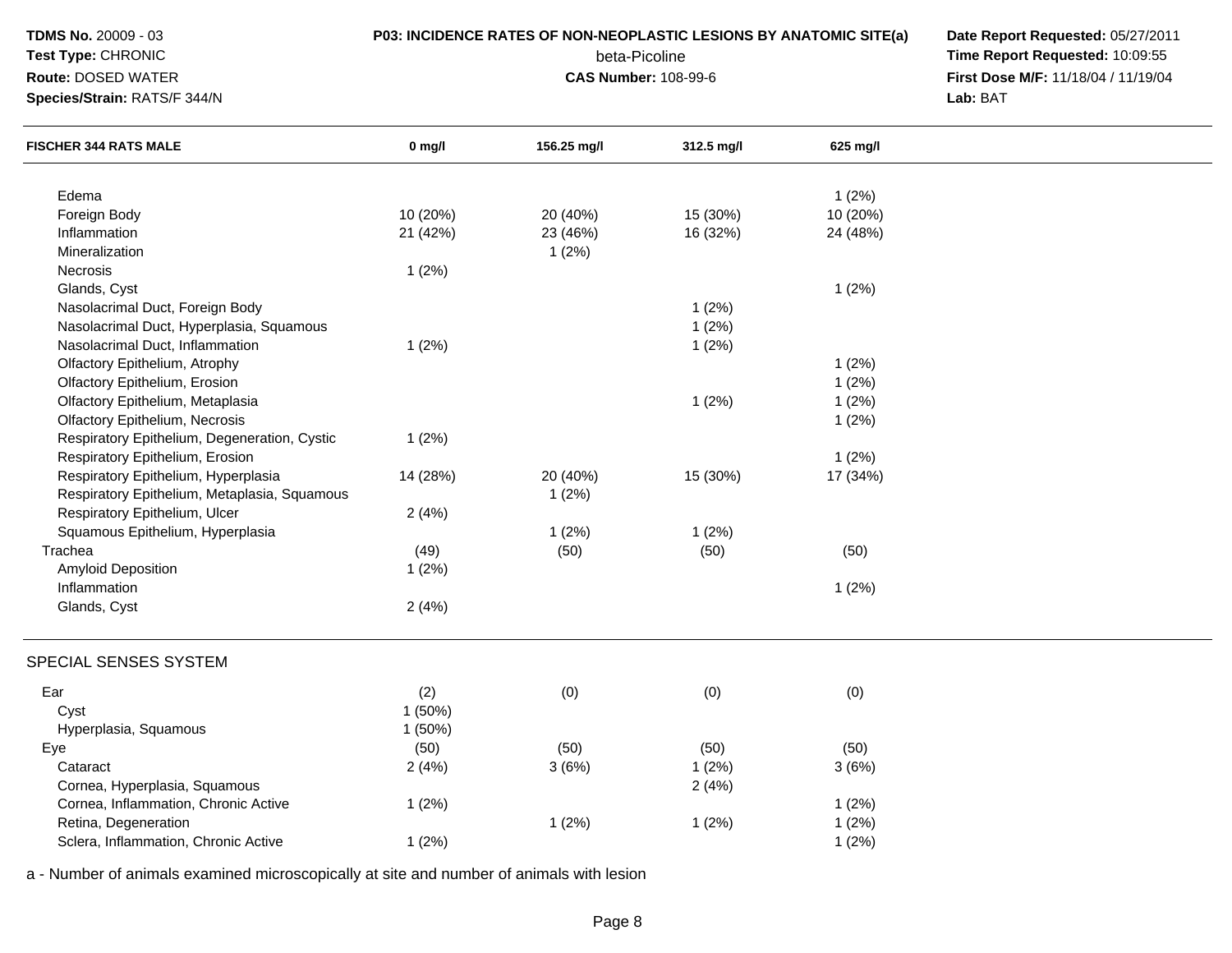**TDMS No.** 20009 - 03
**Test Type:** CHRONIC
**Route:** DOSED WATER
**Species/Strain:** RATS/F 344/N

**P03: INCIDENCE RATES OF NON-NEOPLASTIC LESIONS BY ANATOMIC SITE(a)**
beta-Picoline
**CAS Number:** 108-99-6

**Date Report Requested:** 05/27/2011
**Time Report Requested:** 10:09:55
**First Dose M/F:** 11/18/04 / 11/19/04
**Lab:** BAT

| FISCHER 344 RATS MALE | 0 mg/l | 156.25 mg/l | 312.5 mg/l | 625 mg/l |
|---|---|---|---|---|
| Edema | | | | 1 (2%) |
| Foreign Body | 10 (20%) | 20 (40%) | 15 (30%) | 10 (20%) |
| Inflammation | 21 (42%) | 23 (46%) | 16 (32%) | 24 (48%) |
| Mineralization | | 1 (2%) | | |
| Necrosis | 1 (2%) | | | |
| Glands, Cyst | | | | 1 (2%) |
| Nasolacrimal Duct, Foreign Body | | | 1 (2%) | |
| Nasolacrimal Duct, Hyperplasia, Squamous | | | 1 (2%) | |
| Nasolacrimal Duct, Inflammation | 1 (2%) | | 1 (2%) | |
| Olfactory Epithelium, Atrophy | | | | 1 (2%) |
| Olfactory Epithelium, Erosion | | | | 1 (2%) |
| Olfactory Epithelium, Metaplasia | | | 1 (2%) | 1 (2%) |
| Olfactory Epithelium, Necrosis | | | | 1 (2%) |
| Respiratory Epithelium, Degeneration, Cystic | 1 (2%) | | | |
| Respiratory Epithelium, Erosion | | | | 1 (2%) |
| Respiratory Epithelium, Hyperplasia | 14 (28%) | 20 (40%) | 15 (30%) | 17 (34%) |
| Respiratory Epithelium, Metaplasia, Squamous | | 1 (2%) | | |
| Respiratory Epithelium, Ulcer | 2 (4%) | | | |
| Squamous Epithelium, Hyperplasia | | 1 (2%) | 1 (2%) | |
| Trachea | (49) | (50) | (50) | (50) |
| Amyloid Deposition | 1 (2%) | | | |
| Inflammation | | | | 1 (2%) |
| Glands, Cyst | 2 (4%) | | | |
| **SPECIAL SENSES SYSTEM** | | | | |
| Ear | (2) | (0) | (0) | (0) |
| Cyst | 1 (50%) | | | |
| Hyperplasia, Squamous | 1 (50%) | | | |
| Eye | (50) | (50) | (50) | (50) |
| Cataract | 2 (4%) | 3 (6%) | 1 (2%) | 3 (6%) |
| Cornea, Hyperplasia, Squamous | | | 2 (4%) | |
| Cornea, Inflammation, Chronic Active | 1 (2%) | | | 1 (2%) |
| Retina, Degeneration | | 1 (2%) | 1 (2%) | 1 (2%) |
| Sclera, Inflammation, Chronic Active | 1 (2%) | | | 1 (2%) |

a - Number of animals examined microscopically at site and number of animals with lesion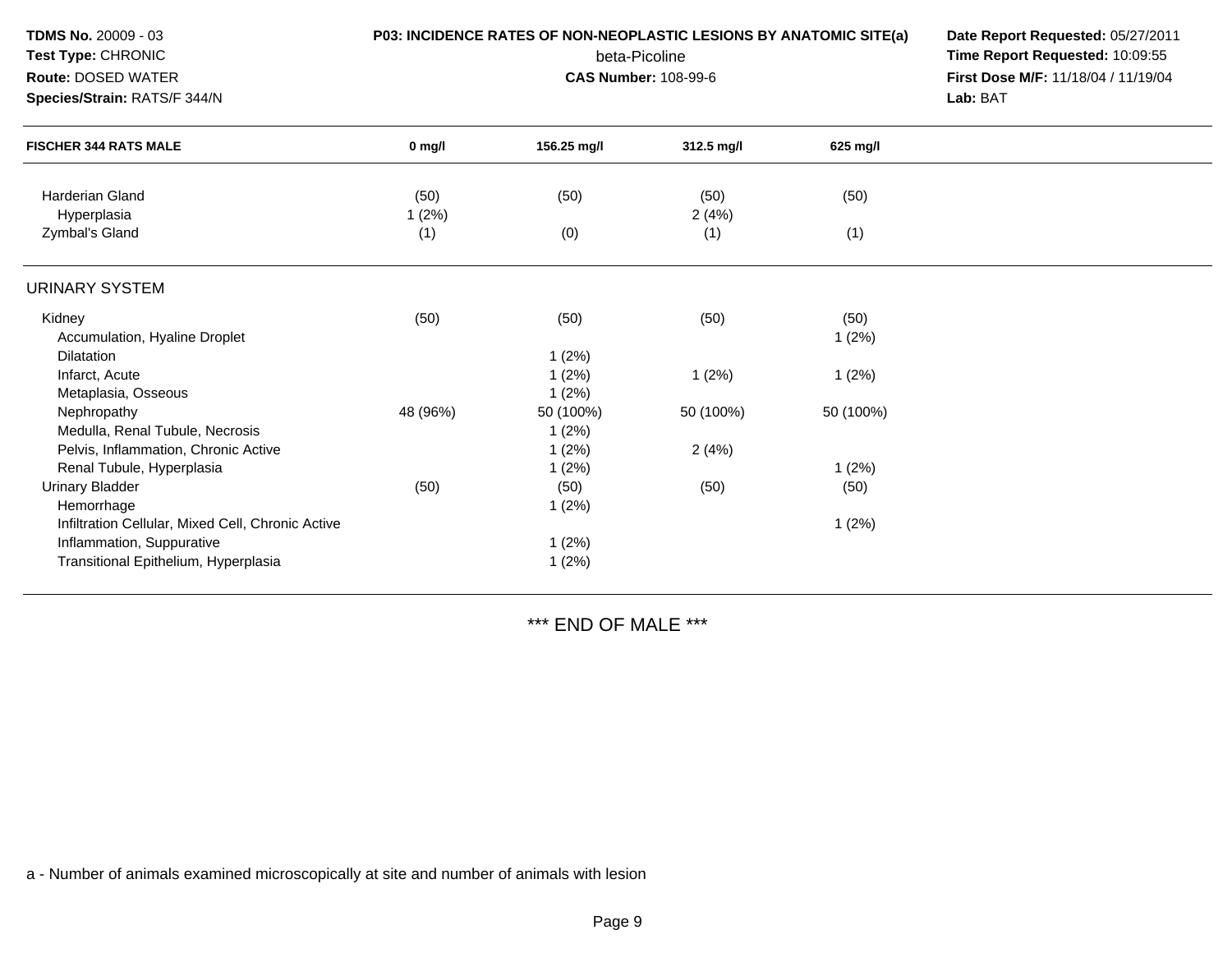**TDMS No.** 20009 - 03
**Test Type:** CHRONIC
**Route:** DOSED WATER
**Species/Strain:** RATS/F 344/N

**P03: INCIDENCE RATES OF NON-NEOPLASTIC LESIONS BY ANATOMIC SITE(a)**
beta-Picoline
**CAS Number:** 108-99-6

**Date Report Requested:** 05/27/2011
**Time Report Requested:** 10:09:55
**First Dose M/F:** 11/18/04 / 11/19/04
**Lab:** BAT

| FISCHER 344 RATS MALE | 0 mg/l | 156.25 mg/l | 312.5 mg/l | 625 mg/l |
|---|---|---|---|---|
| Harderian Gland | (50) | (50) | (50) | (50) |
| Hyperplasia | 1 (2%) | | 2 (4%) | |
| Zymbal's Gland | (1) | (0) | (1) | (1) |
| **URINARY SYSTEM** | | | | |
| Kidney | (50) | (50) | (50) | (50) |
| Accumulation, Hyaline Droplet | | | | 1 (2%) |
| Dilatation | | 1 (2%) | | |
| Infarct, Acute | | 1 (2%) | 1 (2%) | 1 (2%) |
| Metaplasia, Osseous | | 1 (2%) | | |
| Nephropathy | 48 (96%) | 50 (100%) | 50 (100%) | 50 (100%) |
| Medulla, Renal Tubule, Necrosis | | 1 (2%) | | |
| Pelvis, Inflammation, Chronic Active | | 1 (2%) | 2 (4%) | |
| Renal Tubule, Hyperplasia | | 1 (2%) | | 1 (2%) |
| Urinary Bladder | (50) | (50) | (50) | (50) |
| Hemorrhage | | 1 (2%) | | |
| Infiltration Cellular, Mixed Cell, Chronic Active | | | | 1 (2%) |
| Inflammation, Suppurative | | 1 (2%) | | |
| Transitional Epithelium, Hyperplasia | | 1 (2%) | | |

*** END OF MALE ***

a - Number of animals examined microscopically at site and number of animals with lesion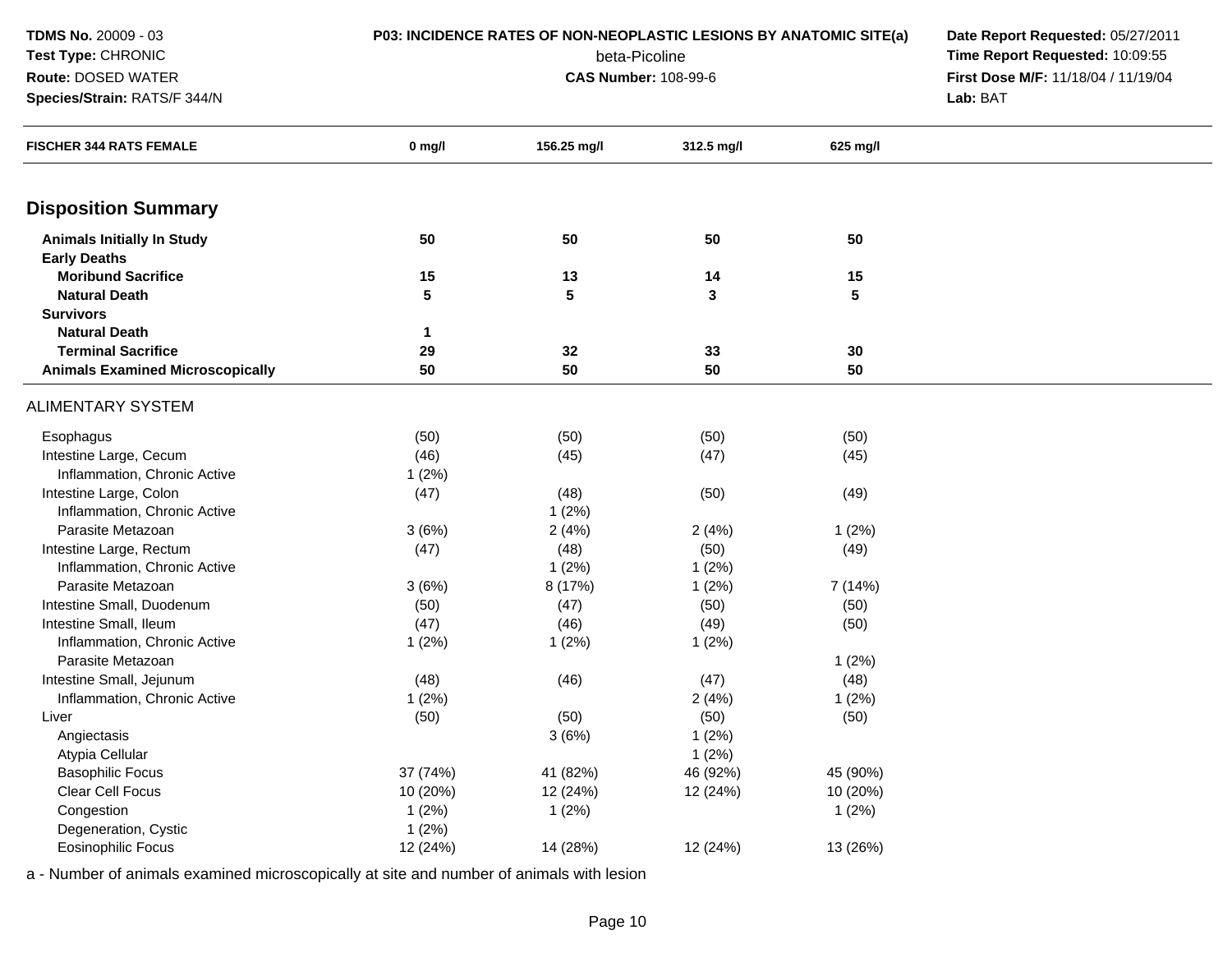**TDMS No.** 20009 - 03
**Test Type:** CHRONIC
**Route:** DOSED WATER
**Species/Strain:** RATS/F 344/N

**P03: INCIDENCE RATES OF NON-NEOPLASTIC LESIONS BY ANATOMIC SITE(a)**
beta-Picoline
**CAS Number:** 108-99-6

**Date Report Requested:** 05/27/2011
**Time Report Requested:** 10:09:55
**First Dose M/F:** 11/18/04 / 11/19/04
**Lab:** BAT

| FISCHER 344 RATS FEMALE | 0 mg/l | 156.25 mg/l | 312.5 mg/l | 625 mg/l |
|---|---|---|---|---|
| **Disposition Summary** | | | | |
| **Animals Initially In Study** | 50 | 50 | 50 | 50 |
| **Early Deaths** | | | | |
| **Moribund Sacrifice** | 15 | 13 | 14 | 15 |
| **Natural Death** | 5 | 5 | 3 | 5 |
| **Survivors** | | | | |
| **Natural Death** | 1 | | | |
| **Terminal Sacrifice** | 29 | 32 | 33 | 30 |
| **Animals Examined Microscopically** | 50 | 50 | 50 | 50 |
| ALIMENTARY SYSTEM | | | | |
| Esophagus | (50) | (50) | (50) | (50) |
| Intestine Large, Cecum | (46) | (45) | (47) | (45) |
| Inflammation, Chronic Active | 1 (2%) | | | |
| Intestine Large, Colon | (47) | (48) | (50) | (49) |
| Inflammation, Chronic Active | | 1 (2%) | | |
| Parasite Metazoan | 3 (6%) | 2 (4%) | 2 (4%) | 1 (2%) |
| Intestine Large, Rectum | (47) | (48) | (50) | (49) |
| Inflammation, Chronic Active | | 1 (2%) | 1 (2%) | |
| Parasite Metazoan | 3 (6%) | 8 (17%) | 1 (2%) | 7 (14%) |
| Intestine Small, Duodenum | (50) | (47) | (50) | (50) |
| Intestine Small, Ileum | (47) | (46) | (49) | (50) |
| Inflammation, Chronic Active | 1 (2%) | 1 (2%) | 1 (2%) | |
| Parasite Metazoan | | | | 1 (2%) |
| Intestine Small, Jejunum | (48) | (46) | (47) | (48) |
| Inflammation, Chronic Active | 1 (2%) | | 2 (4%) | 1 (2%) |
| Liver | (50) | (50) | (50) | (50) |
| Angiectasis | | 3 (6%) | 1 (2%) | |
| Atypia Cellular | | | 1 (2%) | |
| Basophilic Focus | 37 (74%) | 41 (82%) | 46 (92%) | 45 (90%) |
| Clear Cell Focus | 10 (20%) | 12 (24%) | 12 (24%) | 10 (20%) |
| Congestion | 1 (2%) | 1 (2%) | | 1 (2%) |
| Degeneration, Cystic | 1 (2%) | | | |
| Eosinophilic Focus | 12 (24%) | 14 (28%) | 12 (24%) | 13 (26%) |

a - Number of animals examined microscopically at site and number of animals with lesion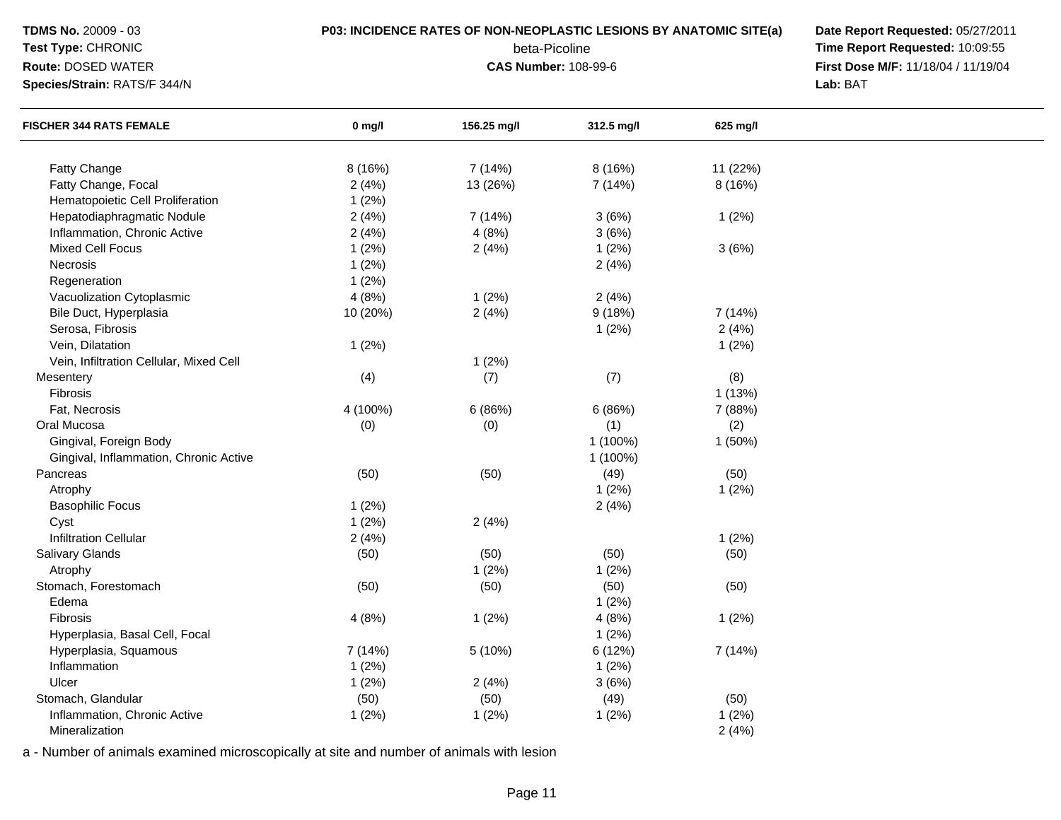**TDMS No.** 20009 - 03
**Test Type:** CHRONIC
**Route:** DOSED WATER
**Species/Strain:** RATS/F 344/N

**P03: INCIDENCE RATES OF NON-NEOPLASTIC LESIONS BY ANATOMIC SITE(a)**
beta-Picoline
**CAS Number:** 108-99-6

**Date Report Requested:** 05/27/2011
**Time Report Requested:** 10:09:55
**First Dose M/F:** 11/18/04 / 11/19/04
**Lab:** BAT

| FISCHER 344 RATS FEMALE | 0 mg/l | 156.25 mg/l | 312.5 mg/l | 625 mg/l |
|---|---|---|---|---|
| Fatty Change | 8 (16%) | 7 (14%) | 8 (16%) | 11 (22%) |
| Fatty Change, Focal | 2 (4%) | 13 (26%) | 7 (14%) | 8 (16%) |
| Hematopoietic Cell Proliferation | 1 (2%) | | | |
| Hepatodiaphragmatic Nodule | 2 (4%) | 7 (14%) | 3 (6%) | 1 (2%) |
| Inflammation, Chronic Active | 2 (4%) | 4 (8%) | 3 (6%) | |
| Mixed Cell Focus | 1 (2%) | 2 (4%) | 1 (2%) | 3 (6%) |
| Necrosis | 1 (2%) | | 2 (4%) | |
| Regeneration | 1 (2%) | | | |
| Vacuolization Cytoplasmic | 4 (8%) | 1 (2%) | 2 (4%) | |
| Bile Duct, Hyperplasia | 10 (20%) | 2 (4%) | 9 (18%) | 7 (14%) |
| Serosa, Fibrosis | | | 1 (2%) | 2 (4%) |
| Vein, Dilatation | 1 (2%) | | | 1 (2%) |
| Vein, Infiltration Cellular, Mixed Cell | | 1 (2%) | | |
| Mesentery | (4) | (7) | (7) | (8) |
| Fibrosis | | | | 1 (13%) |
| Fat, Necrosis | 4 (100%) | 6 (86%) | 6 (86%) | 7 (88%) |
| Oral Mucosa | (0) | (0) | (1) | (2) |
| Gingival, Foreign Body | | | 1 (100%) | 1 (50%) |
| Gingival, Inflammation, Chronic Active | | | 1 (100%) | |
| Pancreas | (50) | (50) | (49) | (50) |
| Atrophy | | | 1 (2%) | 1 (2%) |
| Basophilic Focus | 1 (2%) | | 2 (4%) | |
| Cyst | 1 (2%) | 2 (4%) | | |
| Infiltration Cellular | 2 (4%) | | | 1 (2%) |
| Salivary Glands | (50) | (50) | (50) | (50) |
| Atrophy | | 1 (2%) | 1 (2%) | |
| Stomach, Forestomach | (50) | (50) | (50) | (50) |
| Edema | | | 1 (2%) | |
| Fibrosis | 4 (8%) | 1 (2%) | 4 (8%) | 1 (2%) |
| Hyperplasia, Basal Cell, Focal | | | 1 (2%) | |
| Hyperplasia, Squamous | 7 (14%) | 5 (10%) | 6 (12%) | 7 (14%) |
| Inflammation | 1 (2%) | | 1 (2%) | |
| Ulcer | 1 (2%) | 2 (4%) | 3 (6%) | |
| Stomach, Glandular | (50) | (50) | (49) | (50) |
| Inflammation, Chronic Active | 1 (2%) | 1 (2%) | 1 (2%) | 1 (2%) |
| Mineralization | | | | 2 (4%) |

a - Number of animals examined microscopically at site and number of animals with lesion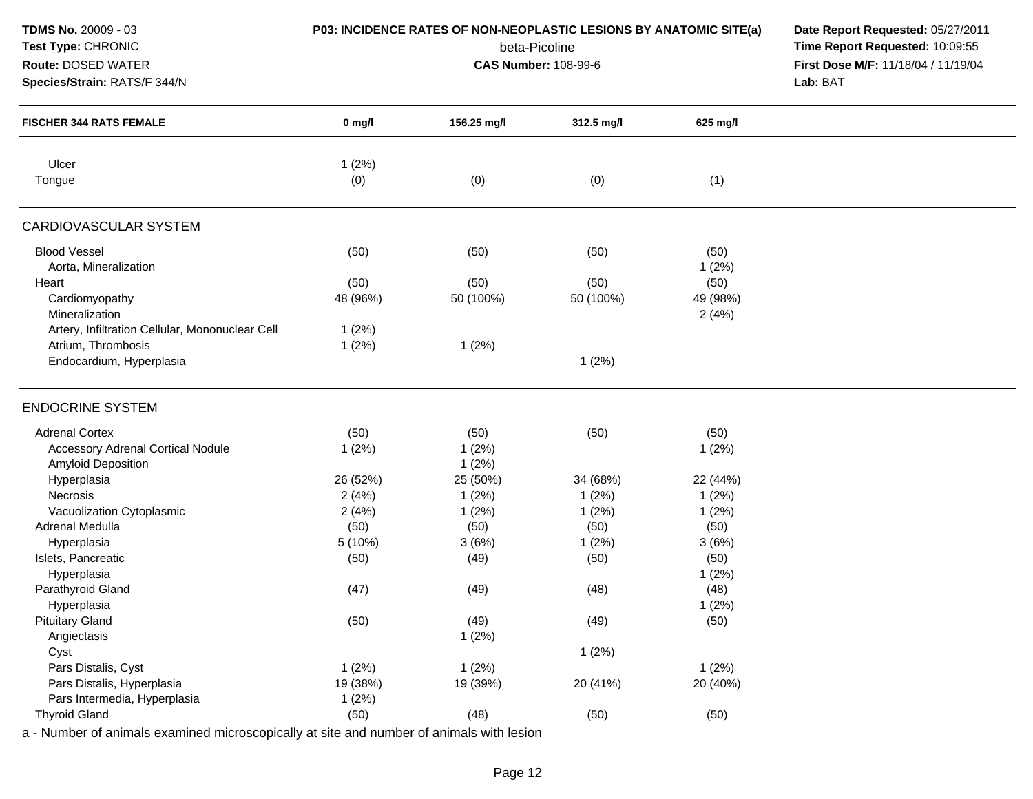**TDMS No.** 20009 - 03
**Test Type:** CHRONIC
**Route:** DOSED WATER
**Species/Strain:** RATS/F 344/N

**P03: INCIDENCE RATES OF NON-NEOPLASTIC LESIONS BY ANATOMIC SITE(a)**
beta-Picoline
**CAS Number:** 108-99-6

**Date Report Requested:** 05/27/2011
**Time Report Requested:** 10:09:55
**First Dose M/F:** 11/18/04 / 11/19/04
**Lab:** BAT

| FISCHER 344 RATS FEMALE | 0 mg/l | 156.25 mg/l | 312.5 mg/l | 625 mg/l |
|---|---|---|---|---|
| Ulcer | 1 (2%) | | | |
| Tongue | (0) | (0) | (0) | (1) |
| **CARDIOVASCULAR SYSTEM** | | | | |
| Blood Vessel | (50) | (50) | (50) | (50) |
| Aorta, Mineralization | | | | 1 (2%) |
| Heart | (50) | (50) | (50) | (50) |
| Cardiomyopathy | 48 (96%) | 50 (100%) | 50 (100%) | 49 (98%) |
| Mineralization | | | | 2 (4%) |
| Artery, Infiltration Cellular, Mononuclear Cell | 1 (2%) | | | |
| Atrium, Thrombosis | 1 (2%) | 1 (2%) | | |
| Endocardium, Hyperplasia | | | 1 (2%) | |
| **ENDOCRINE SYSTEM** | | | | |
| Adrenal Cortex | (50) | (50) | (50) | (50) |
| Accessory Adrenal Cortical Nodule | 1 (2%) | 1 (2%) | | 1 (2%) |
| Amyloid Deposition | | 1 (2%) | | |
| Hyperplasia | 26 (52%) | 25 (50%) | 34 (68%) | 22 (44%) |
| Necrosis | 2 (4%) | 1 (2%) | 1 (2%) | 1 (2%) |
| Vacuolization Cytoplasmic | 2 (4%) | 1 (2%) | 1 (2%) | 1 (2%) |
| Adrenal Medulla | (50) | (50) | (50) | (50) |
| Hyperplasia | 5 (10%) | 3 (6%) | 1 (2%) | 3 (6%) |
| Islets, Pancreatic | (50) | (49) | (50) | (50) |
| Hyperplasia | | | | 1 (2%) |
| Parathyroid Gland | (47) | (49) | (48) | (48) |
| Hyperplasia | | | | 1 (2%) |
| Pituitary Gland | (50) | (49) | (49) | (50) |
| Angiectasis | | 1 (2%) | | |
| Cyst | | | 1 (2%) | |
| Pars Distalis, Cyst | 1 (2%) | 1 (2%) | | 1 (2%) |
| Pars Distalis, Hyperplasia | 19 (38%) | 19 (39%) | 20 (41%) | 20 (40%) |
| Pars Intermedia, Hyperplasia | 1 (2%) | | | |
| Thyroid Gland | (50) | (48) | (50) | (50) |

a - Number of animals examined microscopically at site and number of animals with lesion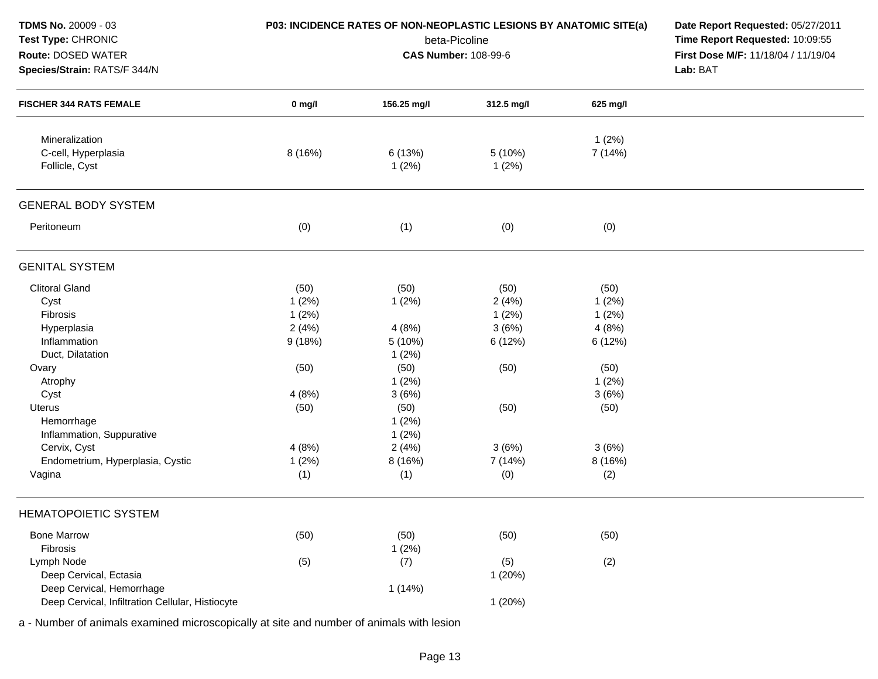**TDMS No.** 20009 - 03
**Test Type:** CHRONIC
**Route:** DOSED WATER
**Species/Strain:** RATS/F 344/N

**P03: INCIDENCE RATES OF NON-NEOPLASTIC LESIONS BY ANATOMIC SITE(a)**
beta-Picoline
**CAS Number:** 108-99-6

**Date Report Requested:** 05/27/2011
**Time Report Requested:** 10:09:55
**First Dose M/F:** 11/18/04 / 11/19/04
**Lab:** BAT

| FISCHER 344 RATS FEMALE | 0 mg/l | 156.25 mg/l | 312.5 mg/l | 625 mg/l |
|---|---|---|---|---|
| Mineralization | | | | 1 (2%) |
| C-cell, Hyperplasia | 8 (16%) | 6 (13%) | 5 (10%) | 7 (14%) |
| Follicle, Cyst | | 1 (2%) | 1 (2%) | |
| **GENERAL BODY SYSTEM** | | | | |
| Peritoneum | (0) | (1) | (0) | (0) |
| **GENITAL SYSTEM** | | | | |
| Clitoral Gland | (50) | (50) | (50) | (50) |
| Cyst | 1 (2%) | 1 (2%) | 2 (4%) | 1 (2%) |
| Fibrosis | 1 (2%) | | 1 (2%) | 1 (2%) |
| Hyperplasia | 2 (4%) | 4 (8%) | 3 (6%) | 4 (8%) |
| Inflammation | 9 (18%) | 5 (10%) | 6 (12%) | 6 (12%) |
| Duct, Dilatation | | 1 (2%) | | |
| Ovary | (50) | (50) | (50) | (50) |
| Atrophy | | 1 (2%) | | 1 (2%) |
| Cyst | 4 (8%) | 3 (6%) | | 3 (6%) |
| Uterus | (50) | (50) | (50) | (50) |
| Hemorrhage | | 1 (2%) | | |
| Inflammation, Suppurative | | 1 (2%) | | |
| Cervix, Cyst | 4 (8%) | 2 (4%) | 3 (6%) | 3 (6%) |
| Endometrium, Hyperplasia, Cystic | 1 (2%) | 8 (16%) | 7 (14%) | 8 (16%) |
| Vagina | (1) | (1) | (0) | (2) |
| **HEMATOPOIETIC SYSTEM** | | | | |
| Bone Marrow | (50) | (50) | (50) | (50) |
| Fibrosis | | 1 (2%) | | |
| Lymph Node | (5) | (7) | (5) | (2) |
| Deep Cervical, Ectasia | | | 1 (20%) | |
| Deep Cervical, Hemorrhage | | 1 (14%) | | |
| Deep Cervical, Infiltration Cellular, Histiocyte | | | 1 (20%) | |

a - Number of animals examined microscopically at site and number of animals with lesion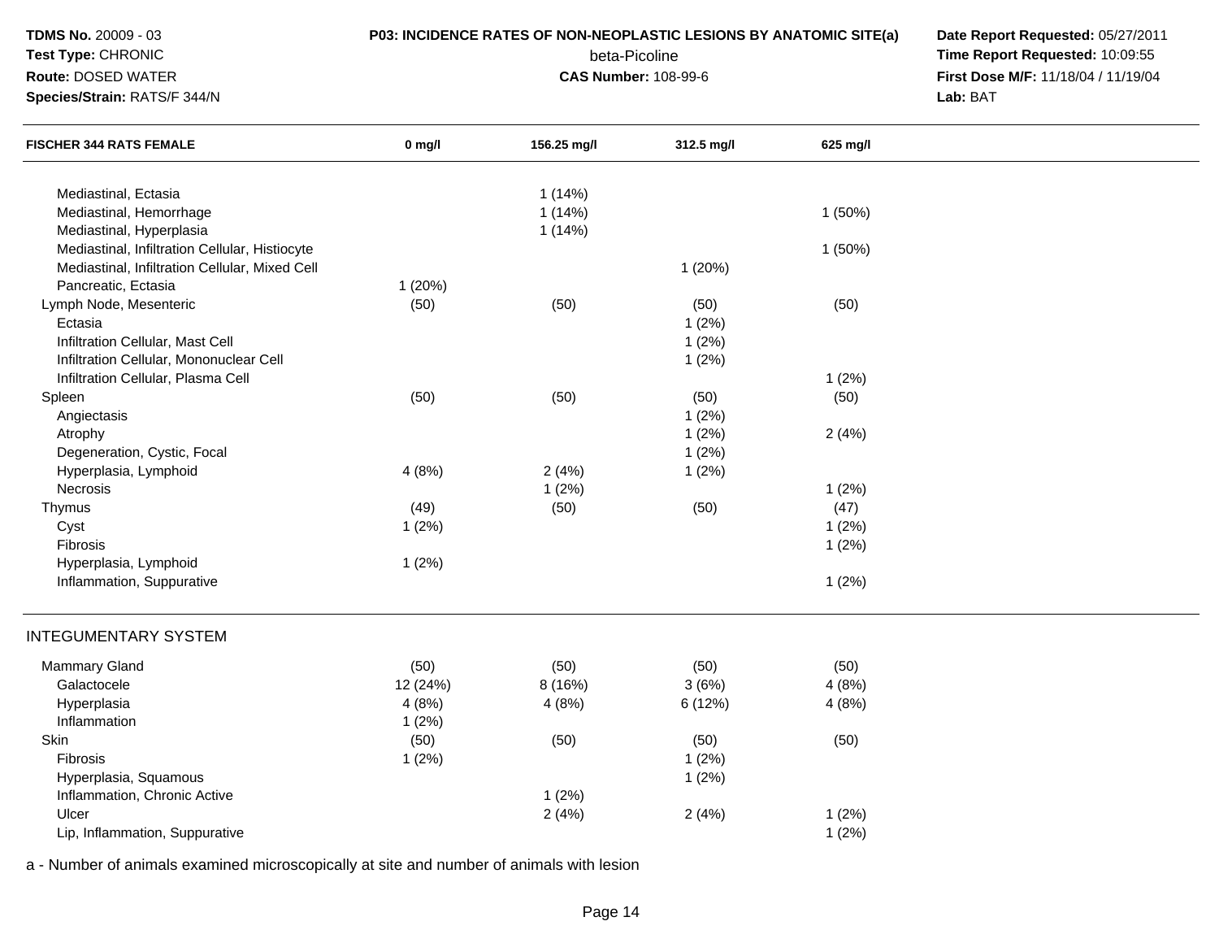**TDMS No.** 20009 - 03
**Test Type:** CHRONIC
**Route:** DOSED WATER
**Species/Strain:** RATS/F 344/N

**P03: INCIDENCE RATES OF NON-NEOPLASTIC LESIONS BY ANATOMIC SITE(a)**
beta-Picoline
**CAS Number:** 108-99-6

**Date Report Requested:** 05/27/2011
**Time Report Requested:** 10:09:55
**First Dose M/F:** 11/18/04 / 11/19/04
**Lab:** BAT

| FISCHER 344 RATS FEMALE | 0 mg/l | 156.25 mg/l | 312.5 mg/l | 625 mg/l |
|---|---|---|---|---|
| Mediastinal, Ectasia | | 1 (14%) | | |
| Mediastinal, Hemorrhage | | 1 (14%) | | 1 (50%) |
| Mediastinal, Hyperplasia | | 1 (14%) | | |
| Mediastinal, Infiltration Cellular, Histiocyte | | | | 1 (50%) |
| Mediastinal, Infiltration Cellular, Mixed Cell | | | 1 (20%) | |
| Pancreatic, Ectasia | 1 (20%) | | | |
| Lymph Node, Mesenteric | (50) | (50) | (50) | (50) |
| Ectasia | | | 1 (2%) | |
| Infiltration Cellular, Mast Cell | | | 1 (2%) | |
| Infiltration Cellular, Mononuclear Cell | | | 1 (2%) | |
| Infiltration Cellular, Plasma Cell | | | | 1 (2%) |
| Spleen | (50) | (50) | (50) | (50) |
| Angiectasis | | | 1 (2%) | |
| Atrophy | | | 1 (2%) | 2 (4%) |
| Degeneration, Cystic, Focal | | | 1 (2%) | |
| Hyperplasia, Lymphoid | 4 (8%) | 2 (4%) | 1 (2%) | |
| Necrosis | | 1 (2%) | | 1 (2%) |
| Thymus | (49) | (50) | (50) | (47) |
| Cyst | 1 (2%) | | | 1 (2%) |
| Fibrosis | | | | 1 (2%) |
| Hyperplasia, Lymphoid | 1 (2%) | | | |
| Inflammation, Suppurative | | | | 1 (2%) |
| **INTEGUMENTARY SYSTEM** | | | | |
| Mammary Gland | (50) | (50) | (50) | (50) |
| Galactocele | 12 (24%) | 8 (16%) | 3 (6%) | 4 (8%) |
| Hyperplasia | 4 (8%) | 4 (8%) | 6 (12%) | 4 (8%) |
| Inflammation | 1 (2%) | | | |
| Skin | (50) | (50) | (50) | (50) |
| Fibrosis | 1 (2%) | | 1 (2%) | |
| Hyperplasia, Squamous | | | 1 (2%) | |
| Inflammation, Chronic Active | | 1 (2%) | | |
| Ulcer | | 2 (4%) | 2 (4%) | 1 (2%) |
| Lip, Inflammation, Suppurative | | | | 1 (2%) |

a - Number of animals examined microscopically at site and number of animals with lesion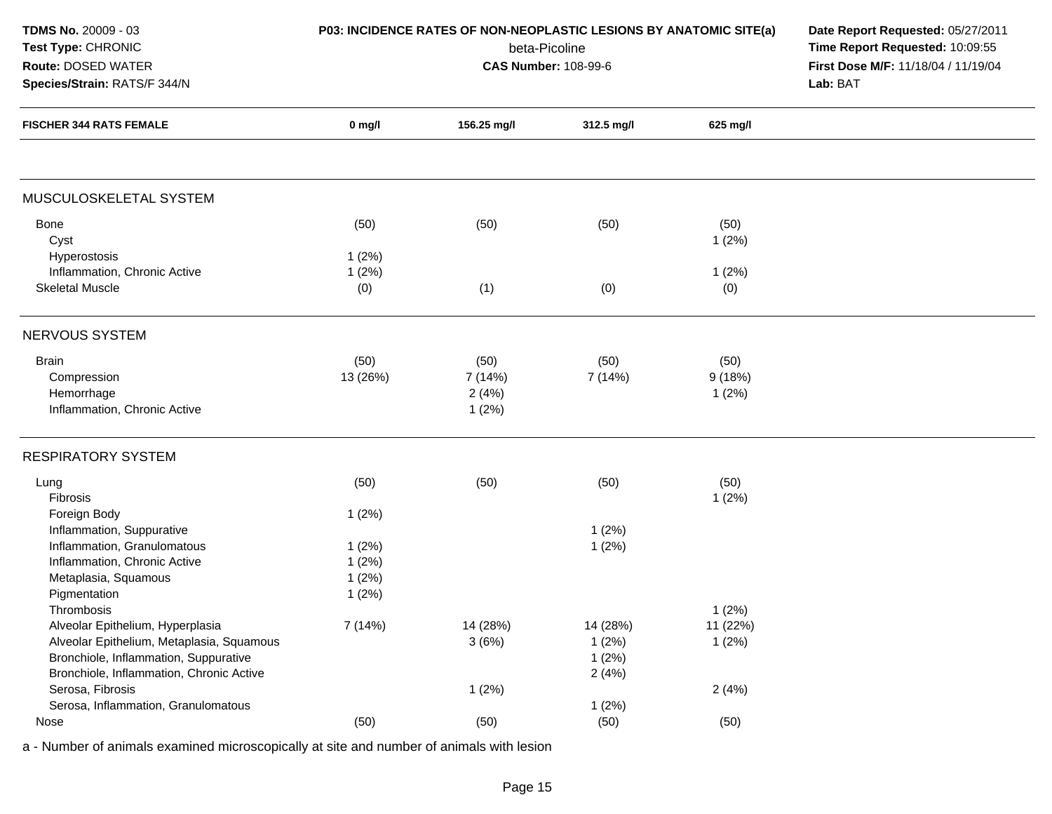**TDMS No.** 20009 - 03
**Test Type:** CHRONIC
**Route:** DOSED WATER
**Species/Strain:** RATS/F 344/N

**P03: INCIDENCE RATES OF NON-NEOPLASTIC LESIONS BY ANATOMIC SITE(a)**
beta-Picoline
**CAS Number:** 108-99-6

**Date Report Requested:** 05/27/2011
**Time Report Requested:** 10:09:55
**First Dose M/F:** 11/18/04 / 11/19/04
**Lab:** BAT

| FISCHER 344 RATS FEMALE | 0 mg/l | 156.25 mg/l | 312.5 mg/l | 625 mg/l |
|---|---|---|---|---|
| **MUSCULOSKELETAL SYSTEM** | | | | |
| Bone | (50) | (50) | (50) | (50) |
| Cyst | | | | 1 (2%) |
| Hyperostosis | 1 (2%) | | | |
| Inflammation, Chronic Active | 1 (2%) | | | 1 (2%) |
| Skeletal Muscle | (0) | (1) | (0) | (0) |
| **NERVOUS SYSTEM** | | | | |
| Brain | (50) | (50) | (50) | (50) |
| Compression | 13 (26%) | 7 (14%) | 7 (14%) | 9 (18%) |
| Hemorrhage | | 2 (4%) | | 1 (2%) |
| Inflammation, Chronic Active | | 1 (2%) | | |
| **RESPIRATORY SYSTEM** | | | | |
| Lung | (50) | (50) | (50) | (50) |
| Fibrosis | | | | 1 (2%) |
| Foreign Body | 1 (2%) | | | |
| Inflammation, Suppurative | | | 1 (2%) | |
| Inflammation, Granulomatous | 1 (2%) | | 1 (2%) | |
| Inflammation, Chronic Active | 1 (2%) | | | |
| Metaplasia, Squamous | 1 (2%) | | | |
| Pigmentation | 1 (2%) | | | |
| Thrombosis | | | | 1 (2%) |
| Alveolar Epithelium, Hyperplasia | 7 (14%) | 14 (28%) | 14 (28%) | 11 (22%) |
| Alveolar Epithelium, Metaplasia, Squamous | | 3 (6%) | 1 (2%) | 1 (2%) |
| Bronchiole, Inflammation, Suppurative | | | 1 (2%) | |
| Bronchiole, Inflammation, Chronic Active | | | 2 (4%) | |
| Serosa, Fibrosis | | 1 (2%) | | 2 (4%) |
| Serosa, Inflammation, Granulomatous | | | 1 (2%) | |
| Nose | (50) | (50) | (50) | (50) |

a - Number of animals examined microscopically at site and number of animals with lesion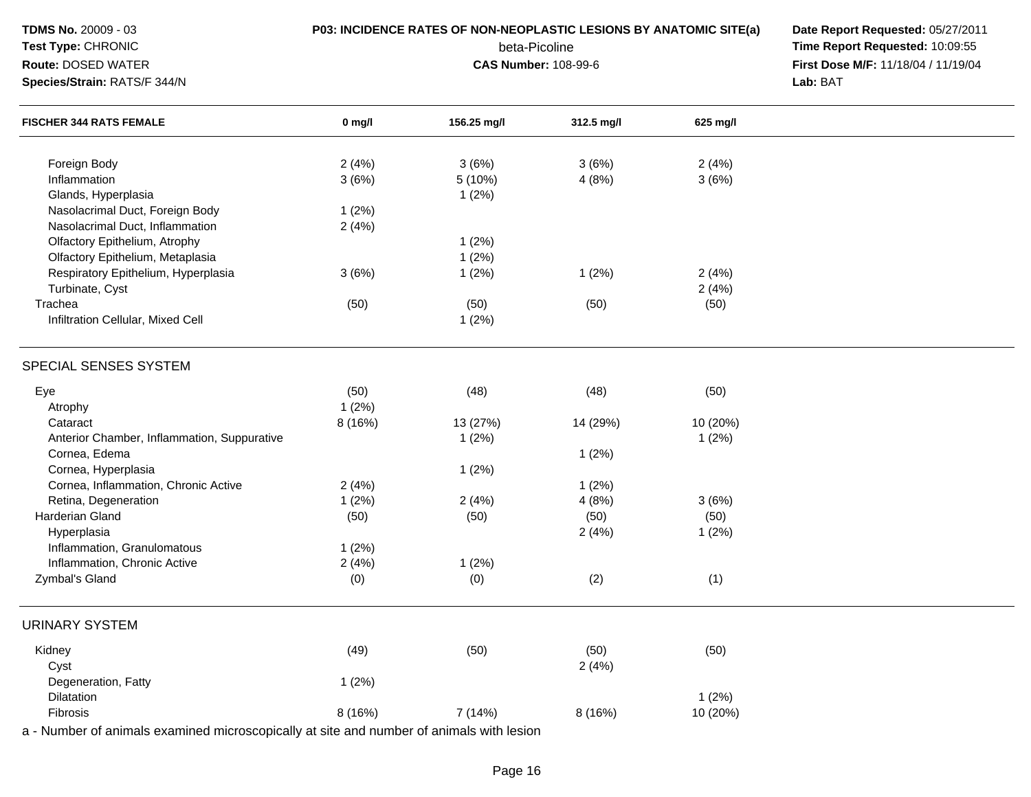**TDMS No.** 20009 - 03
**Test Type:** CHRONIC
**Route:** DOSED WATER
**Species/Strain:** RATS/F 344/N

**P03: INCIDENCE RATES OF NON-NEOPLASTIC LESIONS BY ANATOMIC SITE(a)**
beta-Picoline
**CAS Number:** 108-99-6

**Date Report Requested:** 05/27/2011
**Time Report Requested:** 10:09:55
**First Dose M/F:** 11/18/04 / 11/19/04
**Lab:** BAT

| FISCHER 344 RATS FEMALE | 0 mg/l | 156.25 mg/l | 312.5 mg/l | 625 mg/l |
|---|---|---|---|---|
| Foreign Body | 2 (4%) | 3 (6%) | 3 (6%) | 2 (4%) |
| Inflammation | 3 (6%) | 5 (10%) | 4 (8%) | 3 (6%) |
| Glands, Hyperplasia | | 1 (2%) | | |
| Nasolacrimal Duct, Foreign Body | 1 (2%) | | | |
| Nasolacrimal Duct, Inflammation | 2 (4%) | | | |
| Olfactory Epithelium, Atrophy | | 1 (2%) | | |
| Olfactory Epithelium, Metaplasia | | 1 (2%) | | |
| Respiratory Epithelium, Hyperplasia | 3 (6%) | 1 (2%) | 1 (2%) | 2 (4%) |
| Turbinate, Cyst | | | | 2 (4%) |
| Trachea | (50) | (50) | (50) | (50) |
| Infiltration Cellular, Mixed Cell | | 1 (2%) | | |
| **SPECIAL SENSES SYSTEM** | | | | |
| Eye | (50) | (48) | (48) | (50) |
| Atrophy | 1 (2%) | | | |
| Cataract | 8 (16%) | 13 (27%) | 14 (29%) | 10 (20%) |
| Anterior Chamber, Inflammation, Suppurative | | 1 (2%) | | 1 (2%) |
| Cornea, Edema | | | 1 (2%) | |
| Cornea, Hyperplasia | | 1 (2%) | | |
| Cornea, Inflammation, Chronic Active | 2 (4%) | | 1 (2%) | |
| Retina, Degeneration | 1 (2%) | 2 (4%) | 4 (8%) | 3 (6%) |
| Harderian Gland | (50) | (50) | (50) | (50) |
| Hyperplasia | | | 2 (4%) | 1 (2%) |
| Inflammation, Granulomatous | 1 (2%) | | | |
| Inflammation, Chronic Active | 2 (4%) | 1 (2%) | | |
| Zymbal's Gland | (0) | (0) | (2) | (1) |
| **URINARY SYSTEM** | | | | |
| Kidney | (49) | (50) | (50) | (50) |
| Cyst | | | 2 (4%) | |
| Degeneration, Fatty | 1 (2%) | | | |
| Dilatation | | | | 1 (2%) |
| Fibrosis | 8 (16%) | 7 (14%) | 8 (16%) | 10 (20%) |

a - Number of animals examined microscopically at site and number of animals with lesion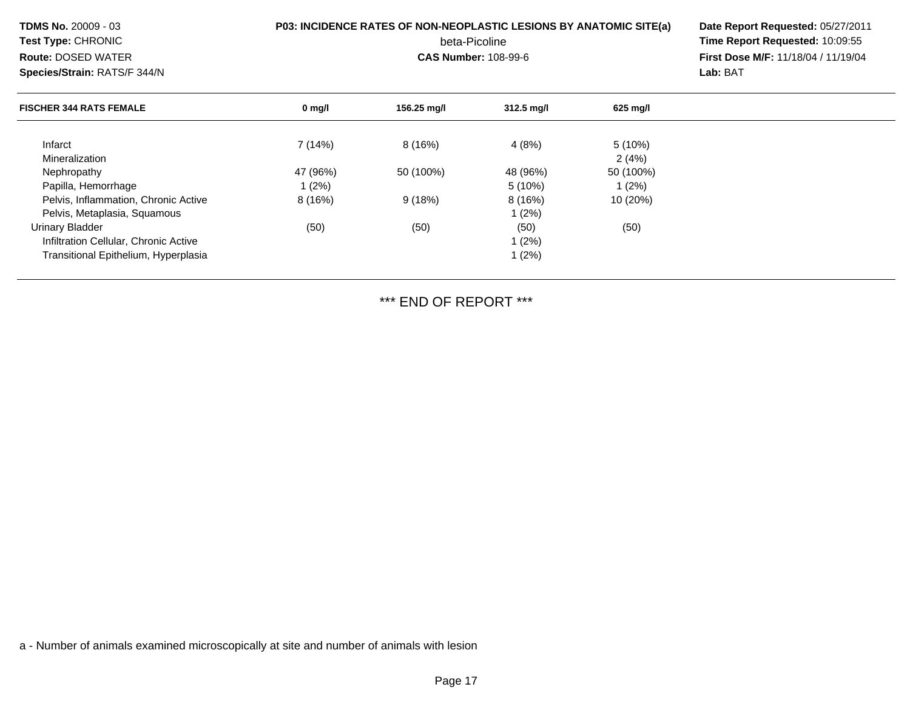**TDMS No.** 20009 - 03
**Test Type:** CHRONIC
**Route:** DOSED WATER
**Species/Strain:** RATS/F 344/N

**P03: INCIDENCE RATES OF NON-NEOPLASTIC LESIONS BY ANATOMIC SITE(a)**
beta-Picoline
**CAS Number:** 108-99-6

**Date Report Requested:** 05/27/2011
**Time Report Requested:** 10:09:55
**First Dose M/F:** 11/18/04 / 11/19/04
**Lab:** BAT

| FISCHER 344 RATS FEMALE | 0 mg/l | 156.25 mg/l | 312.5 mg/l | 625 mg/l |
|---|---|---|---|---|
| Infarct | 7 (14%) | 8 (16%) | 4 (8%) | 5 (10%) |
| Mineralization | | | | 2 (4%) |
| Nephropathy | 47 (96%) | 50 (100%) | 48 (96%) | 50 (100%) |
| Papilla, Hemorrhage | 1 (2%) | | 5 (10%) | 1 (2%) |
| Pelvis, Inflammation, Chronic Active | 8 (16%) | 9 (18%) | 8 (16%) | 10 (20%) |
| Pelvis, Metaplasia, Squamous | | | 1 (2%) | |
| Urinary Bladder | (50) | (50) | (50) | (50) |
| Infiltration Cellular, Chronic Active | | | 1 (2%) | |
| Transitional Epithelium, Hyperplasia | | | 1 (2%) | |

*** END OF REPORT ***

a - Number of animals examined microscopically at site and number of animals with lesion